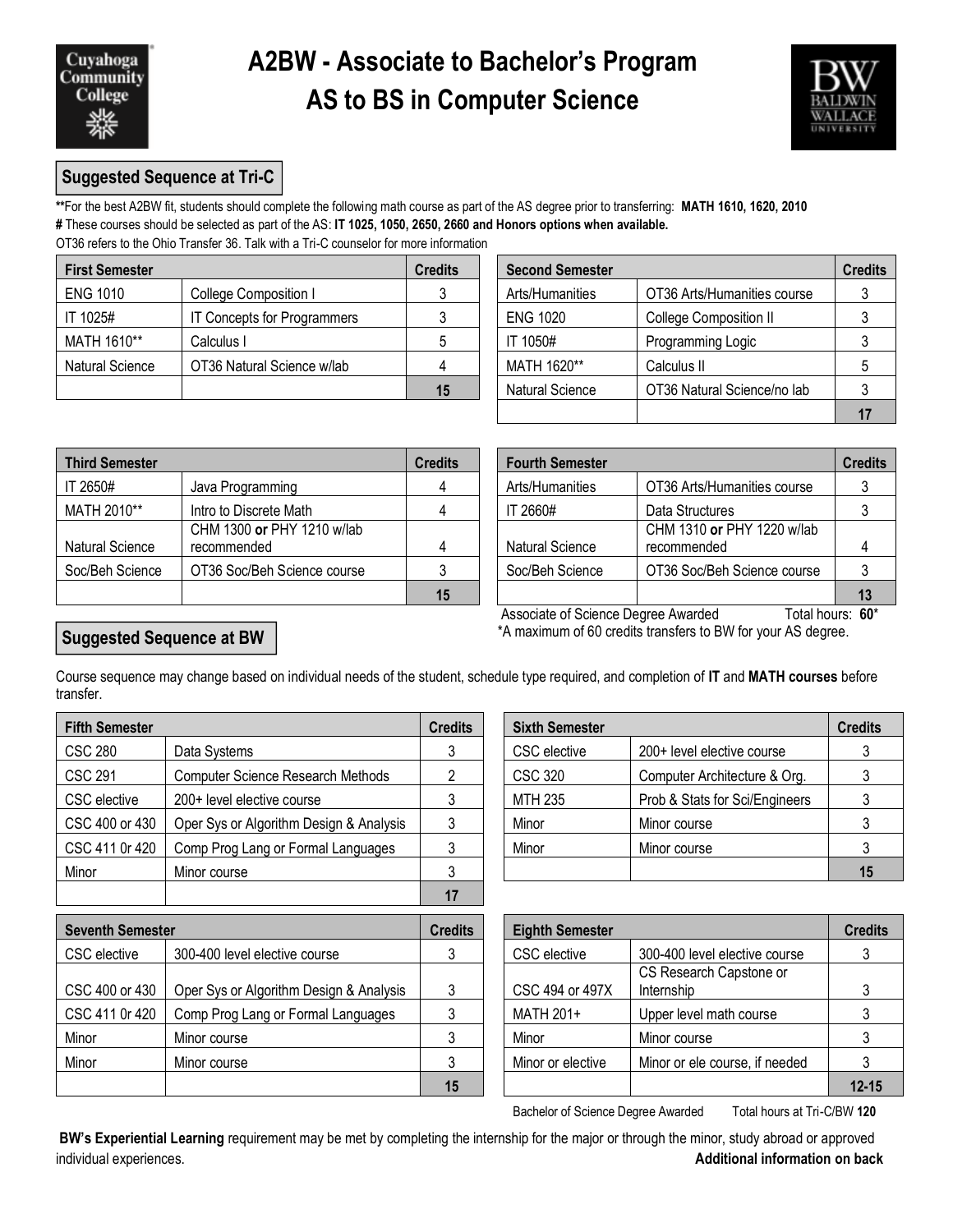# A2BW - Associate to Bachelor's Program
# AS to BS in Computer Science

## Suggested Sequence at Tri-C

****For the best A2BW fit, students should complete the following math course as part of the AS degree prior to transferring: **MATH 1610, 1620, 2010**
**#** These courses should be selected as part of the AS: **IT 1025, 1050, 2650, 2660 and Honors options when available.**
OT36 refers to the Ohio Transfer 36. Talk with a Tri-C counselor for more information

| First Semester | | Credits |
|---|---|---|
| ENG 1010 | College Composition I | 3 |
| IT 1025# | IT Concepts for Programmers | 3 |
| MATH 1610** | Calculus I | 5 |
| Natural Science | OT36 Natural Science w/lab | 4 |
| | | **15** |

| Second Semester | | Credits |
|---|---|---|
| Arts/Humanities | OT36 Arts/Humanities course | 3 |
| ENG 1020 | College Composition II | 3 |
| IT 1050# | Programming Logic | 3 |
| MATH 1620** | Calculus II | 5 |
| Natural Science | OT36 Natural Science/no lab | 3 |
| | | **17** |

| Third Semester | | Credits |
|---|---|---|
| IT 2650# | Java Programming | 4 |
| MATH 2010** | Intro to Discrete Math | 4 |
| Natural Science | CHM 1300 **or** PHY 1210 w/lab recommended | 4 |
| Soc/Beh Science | OT36 Soc/Beh Science course | 3 |
| | | **15** |

| Fourth Semester | | Credits |
|---|---|---|
| Arts/Humanities | OT36 Arts/Humanities course | 3 |
| IT 2660# | Data Structures | 3 |
| Natural Science | CHM 1310 **or** PHY 1220 w/lab recommended | 4 |
| Soc/Beh Science | OT36 Soc/Beh Science course | 3 |
| | | **13** |

Associate of Science Degree Awarded Total hours: **60***
*A maximum of 60 credits transfers to BW for your AS degree.

## Suggested Sequence at BW

Course sequence may change based on individual needs of the student, schedule type required, and completion of **IT** and **MATH courses** before transfer.

| Fifth Semester | | Credits |
|---|---|---|
| CSC 280 | Data Systems | 3 |
| CSC 291 | Computer Science Research Methods | 2 |
| CSC elective | 200+ level elective course | 3 |
| CSC 400 or 430 | Oper Sys or Algorithm Design & Analysis | 3 |
| CSC 411 0r 420 | Comp Prog Lang or Formal Languages | 3 |
| Minor | Minor course | 3 |
| | | **17** |

| Sixth Semester | | Credits |
|---|---|---|
| CSC elective | 200+ level elective course | 3 |
| CSC 320 | Computer Architecture & Org. | 3 |
| MTH 235 | Prob & Stats for Sci/Engineers | 3 |
| Minor | Minor course | 3 |
| Minor | Minor course | 3 |
| | | **15** |

| Seventh Semester | | Credits |
|---|---|---|
| CSC elective | 300-400 level elective course | 3 |
| CSC 400 or 430 | Oper Sys or Algorithm Design & Analysis | 3 |
| CSC 411 0r 420 | Comp Prog Lang or Formal Languages | 3 |
| Minor | Minor course | 3 |
| Minor | Minor course | 3 |
| | | **15** |

| Eighth Semester | | Credits |
|---|---|---|
| CSC elective | 300-400 level elective course | 3 |
| CSC 494 or 497X | CS Research Capstone or Internship | 3 |
| MATH 201+ | Upper level math course | 3 |
| Minor | Minor course | 3 |
| Minor or elective | Minor or ele course, if needed | 3 |
| | | **12-15** |

Bachelor of Science Degree Awarded Total hours at Tri-C/BW **120**

**BW's Experiential Learning** requirement may be met by completing the internship for the major or through the minor, study abroad or approved individual experiences.

**Additional information on back**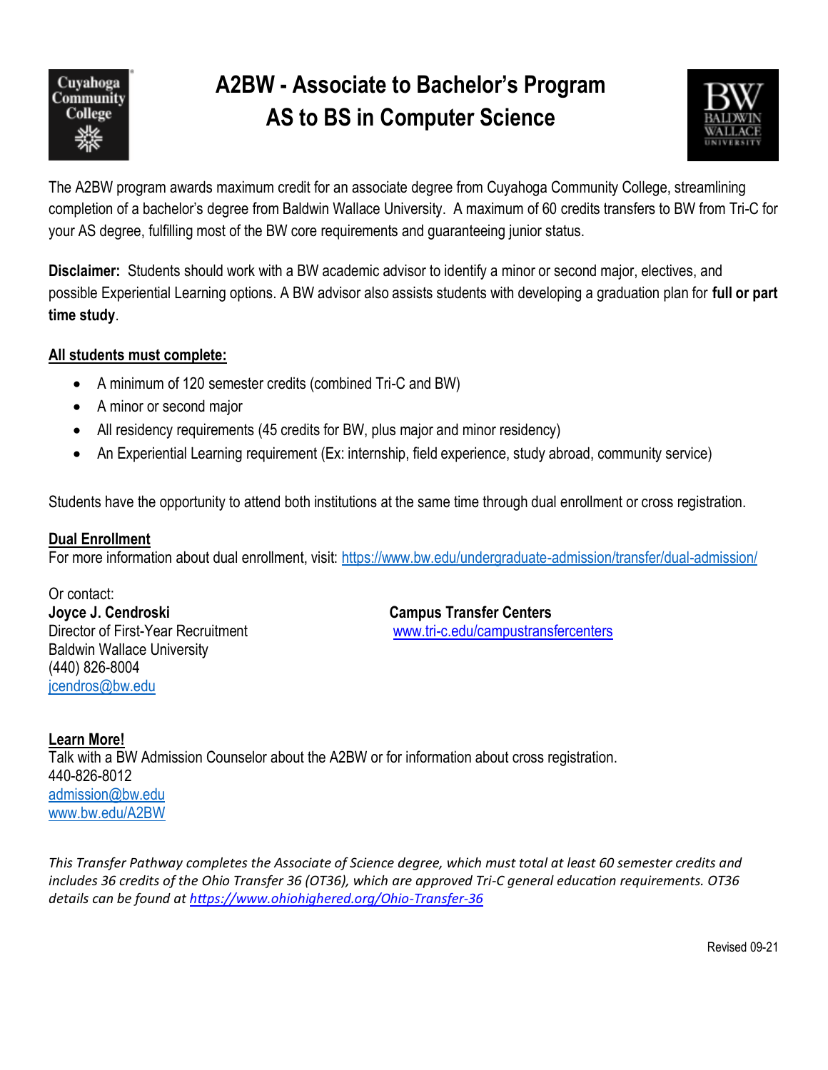# A2BW - Associate to Bachelor's Program
# AS to BS in Computer Science

The A2BW program awards maximum credit for an associate degree from Cuyahoga Community College, streamlining completion of a bachelor's degree from Baldwin Wallace University. A maximum of 60 credits transfers to BW from Tri-C for your AS degree, fulfilling most of the BW core requirements and guaranteeing junior status.

**Disclaimer:** Students should work with a BW academic advisor to identify a minor or second major, electives, and possible Experiential Learning options. A BW advisor also assists students with developing a graduation plan for **full or part time study**.

**All students must complete:**

- A minimum of 120 semester credits (combined Tri-C and BW)
- A minor or second major
- All residency requirements (45 credits for BW, plus major and minor residency)
- An Experiential Learning requirement (Ex: internship, field experience, study abroad, community service)

Students have the opportunity to attend both institutions at the same time through dual enrollment or cross registration.

**Dual Enrollment**
For more information about dual enrollment, visit: https://www.bw.edu/undergraduate-admission/transfer/dual-admission/

Or contact:

**Joyce J. Cendroski**
Director of First-Year Recruitment
Baldwin Wallace University
(440) 826-8004
jcendros@bw.edu

**Campus Transfer Centers**
www.tri-c.edu/campustransfercenters

**Learn More!**
Talk with a BW Admission Counselor about the A2BW or for information about cross registration.
440-826-8012
admission@bw.edu
www.bw.edu/A2BW

*This Transfer Pathway completes the Associate of Science degree, which must total at least 60 semester credits and includes 36 credits of the Ohio Transfer 36 (OT36), which are approved Tri-C general education requirements. OT36 details can be found at https://www.ohiohighered.org/Ohio-Transfer-36*

Revised 09-21